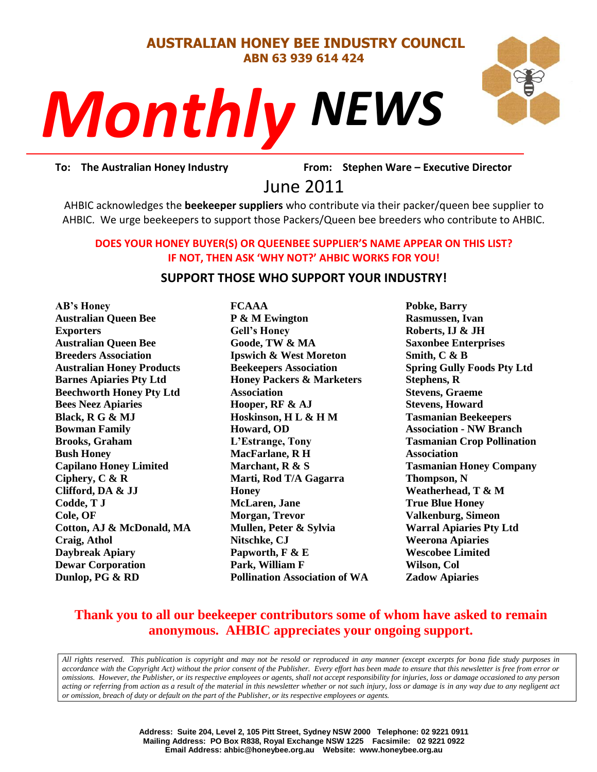**AUSTRALIAN HONEY BEE INDUSTRY COUNCIL**
**ABN 63 939 614 424**

# *Monthly* NEWS

**To: The Australian Honey Industry** **From: Stephen Ware – Executive Director**

## June 2011

AHBIC acknowledges the **beekeeper suppliers** who contribute via their packer/queen bee supplier to AHBIC. We urge beekeepers to support those Packers/Queen bee breeders who contribute to AHBIC.

**DOES YOUR HONEY BUYER(S) OR QUEENBEE SUPPLIER'S NAME APPEAR ON THIS LIST? IF NOT, THEN ASK 'WHY NOT?' AHBIC WORKS FOR YOU!**

### SUPPORT THOSE WHO SUPPORT YOUR INDUSTRY!

**AB's Honey**
**Australian Queen Bee Exporters**
**Australian Queen Bee Breeders Association**
**Australian Honey Products**
**Barnes Apiaries Pty Ltd**
**Beechworth Honey Pty Ltd**
**Bees Neez Apiaries**
**Black, R G & MJ**
**Bowman Family**
**Brooks, Graham**
**Bush Honey**
**Capilano Honey Limited**
**Ciphery, C & R**
**Clifford, DA & JJ**
**Codde, T J**
**Cole, OF**
**Cotton, AJ & McDonald, MA**
**Craig, Athol**
**Daybreak Apiary**
**Dewar Corporation**
**Dunlop, PG & RD**
**FCAAA**
**P & M Ewington**
**Gell's Honey**
**Goode, TW & MA**
**Ipswich & West Moreton Beekeepers Association**
**Honey Packers & Marketers Association**
**Hooper, RF & AJ**
**Hoskinson, H L & H M**
**Howard, OD**
**L'Estrange, Tony**
**MacFarlane, R H**
**Marchant, R & S**
**Marti, Rod T/A Gagarra Honey**
**McLaren, Jane**
**Morgan, Trevor**
**Mullen, Peter & Sylvia**
**Nitschke, CJ**
**Papworth, F & E**
**Park, William F**
**Pollination Association of WA**
**Pobke, Barry**
**Rasmussen, Ivan**
**Roberts, IJ & JH**
**Saxonbee Enterprises**
**Smith, C & B**
**Spring Gully Foods Pty Ltd**
**Stephens, R**
**Stevens, Graeme**
**Stevens, Howard**
**Tasmanian Beekeepers Association - NW Branch**
**Tasmanian Crop Pollination Association**
**Tasmanian Honey Company**
**Thompson, N**
**Weatherhead, T & M**
**True Blue Honey**
**Valkenburg, Simeon**
**Warral Apiaries Pty Ltd**
**Weerona Apiaries**
**Wescobee Limited**
**Wilson, Col**
**Zadow Apiaries**

**Thank you to all our beekeeper contributors some of whom have asked to remain anonymous. AHBIC appreciates your ongoing support.**

*All rights reserved. This publication is copyright and may not be resold or reproduced in any manner (except excerpts for bona fide study purposes in accordance with the Copyright Act) without the prior consent of the Publisher. Every effort has been made to ensure that this newsletter is free from error or omissions. However, the Publisher, or its respective employees or agents, shall not accept responsibility for injuries, loss or damage occasioned to any person acting or referring from action as a result of the material in this newsletter whether or not such injury, loss or damage is in any way due to any negligent act or omission, breach of duty or default on the part of the Publisher, or its respective employees or agents.*

**Address: Suite 204, Level 2, 105 Pitt Street, Sydney NSW 2000 Telephone: 02 9221 0911**
**Mailing Address: PO Box R838, Royal Exchange NSW 1225 Facsimile: 02 9221 0922**
**Email Address: ahbic@honeybee.org.au Website: www.honeybee.org.au**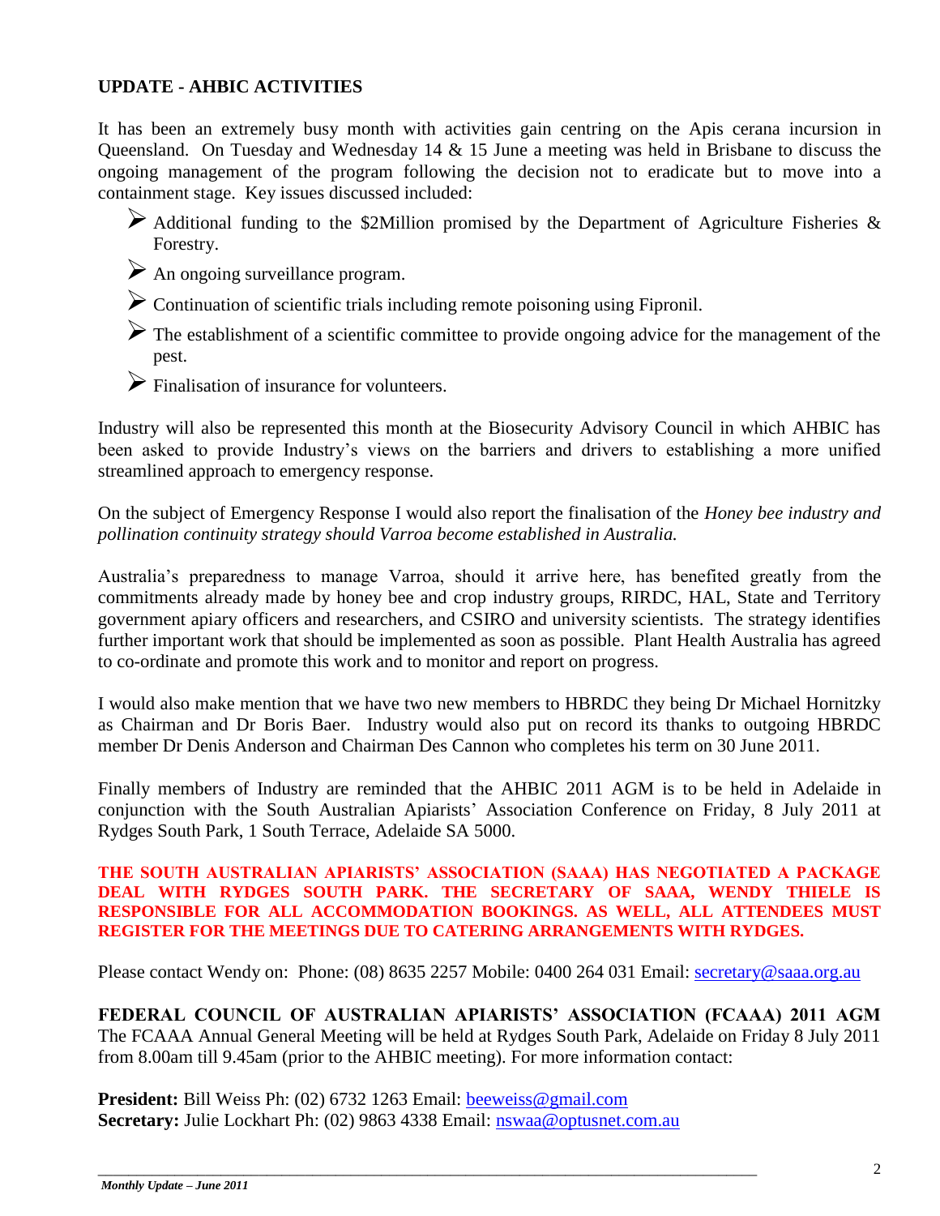## UPDATE - AHBIC ACTIVITIES

It has been an extremely busy month with activities gain centring on the Apis cerana incursion in Queensland. On Tuesday and Wednesday 14 & 15 June a meeting was held in Brisbane to discuss the ongoing management of the program following the decision not to eradicate but to move into a containment stage. Key issues discussed included:

- Additional funding to the $2Million promised by the Department of Agriculture Fisheries & Forestry.
- An ongoing surveillance program.
- Continuation of scientific trials including remote poisoning using Fipronil.
- The establishment of a scientific committee to provide ongoing advice for the management of the pest.
- Finalisation of insurance for volunteers.

Industry will also be represented this month at the Biosecurity Advisory Council in which AHBIC has been asked to provide Industry's views on the barriers and drivers to establishing a more unified streamlined approach to emergency response.

On the subject of Emergency Response I would also report the finalisation of the *Honey bee industry and pollination continuity strategy should Varroa become established in Australia.*

Australia's preparedness to manage Varroa, should it arrive here, has benefited greatly from the commitments already made by honey bee and crop industry groups, RIRDC, HAL, State and Territory government apiary officers and researchers, and CSIRO and university scientists. The strategy identifies further important work that should be implemented as soon as possible. Plant Health Australia has agreed to co-ordinate and promote this work and to monitor and report on progress.

I would also make mention that we have two new members to HBRDC they being Dr Michael Hornitzky as Chairman and Dr Boris Baer. Industry would also put on record its thanks to outgoing HBRDC member Dr Denis Anderson and Chairman Des Cannon who completes his term on 30 June 2011.

Finally members of Industry are reminded that the AHBIC 2011 AGM is to be held in Adelaide in conjunction with the South Australian Apiarists' Association Conference on Friday, 8 July 2011 at Rydges South Park, 1 South Terrace, Adelaide SA 5000.

**THE SOUTH AUSTRALIAN APIARISTS' ASSOCIATION (SAAA) HAS NEGOTIATED A PACKAGE DEAL WITH RYDGES SOUTH PARK. THE SECRETARY OF SAAA, WENDY THIELE IS RESPONSIBLE FOR ALL ACCOMMODATION BOOKINGS. AS WELL, ALL ATTENDEES MUST REGISTER FOR THE MEETINGS DUE TO CATERING ARRANGEMENTS WITH RYDGES.**

Please contact Wendy on: Phone: (08) 8635 2257 Mobile: 0400 264 031 Email: secretary@saaa.org.au

**FEDERAL COUNCIL OF AUSTRALIAN APIARISTS' ASSOCIATION (FCAAA) 2011 AGM**
The FCAAA Annual General Meeting will be held at Rydges South Park, Adelaide on Friday 8 July 2011 from 8.00am till 9.45am (prior to the AHBIC meeting). For more information contact:

**President:** Bill Weiss Ph: (02) 6732 1263 Email: beeweiss@gmail.com
**Secretary:** Julie Lockhart Ph: (02) 9863 4338 Email: nswaa@optusnet.com.au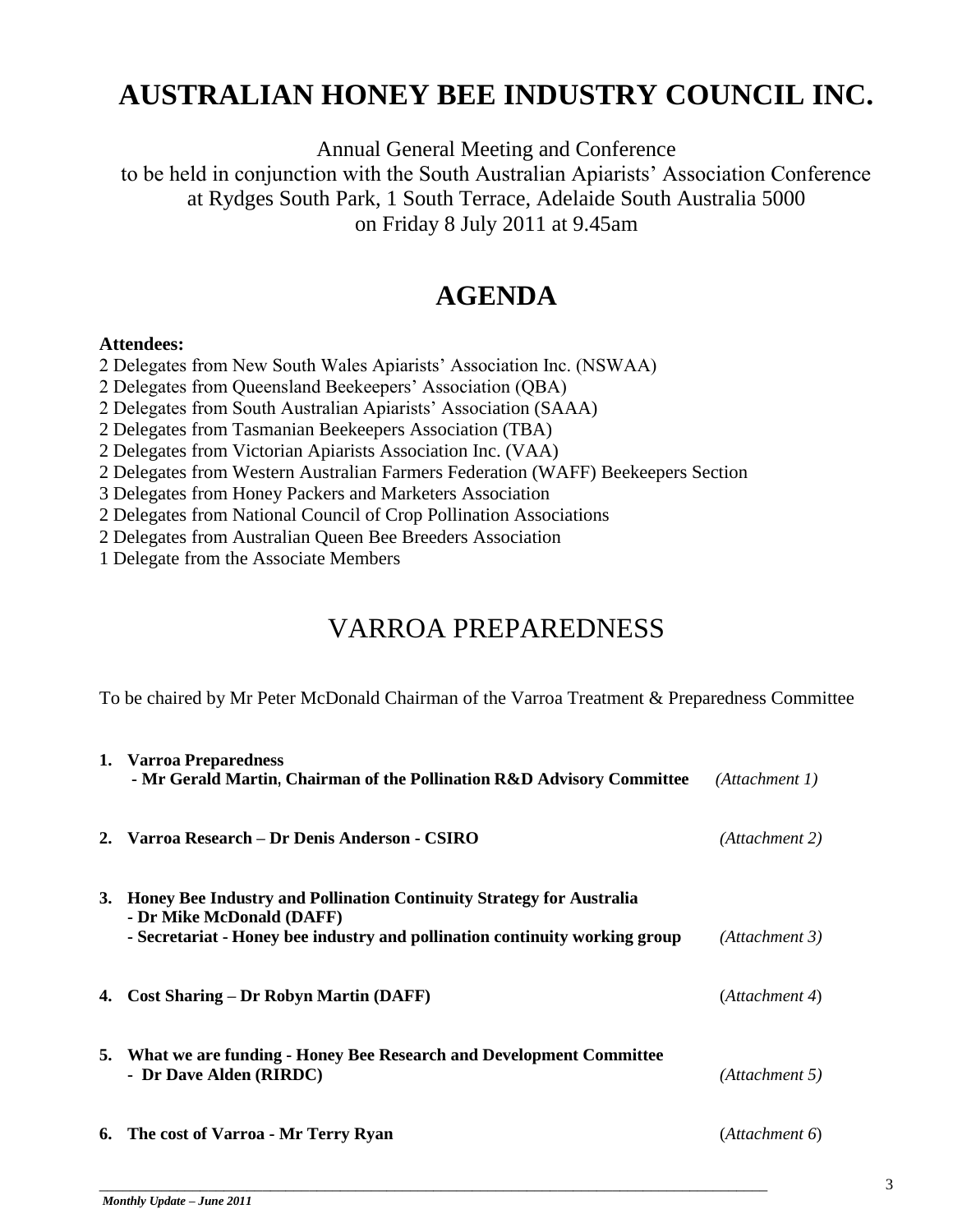# AUSTRALIAN HONEY BEE INDUSTRY COUNCIL INC.

Annual General Meeting and Conference
to be held in conjunction with the South Australian Apiarists' Association Conference
at Rydges South Park, 1 South Terrace, Adelaide South Australia 5000
on Friday 8 July 2011 at 9.45am

## AGENDA

**Attendees:**

2 Delegates from New South Wales Apiarists' Association Inc. (NSWAA)
2 Delegates from Queensland Beekeepers' Association (QBA)
2 Delegates from South Australian Apiarists' Association (SAAA)
2 Delegates from Tasmanian Beekeepers Association (TBA)
2 Delegates from Victorian Apiarists Association Inc. (VAA)
2 Delegates from Western Australian Farmers Federation (WAFF) Beekeepers Section
3 Delegates from Honey Packers and Marketers Association
2 Delegates from National Council of Crop Pollination Associations
2 Delegates from Australian Queen Bee Breeders Association
1 Delegate from the Associate Members

## VARROA PREPAREDNESS

To be chaired by Mr Peter McDonald Chairman of the Varroa Treatment & Preparedness Committee

1. **Varroa Preparedness**
   **- Mr Gerald Martin, Chairman of the Pollination R&D Advisory Committee** *(Attachment 1)*

2. **Varroa Research – Dr Denis Anderson - CSIRO** *(Attachment 2)*

3. **Honey Bee Industry and Pollination Continuity Strategy for Australia**
   **- Dr Mike McDonald (DAFF)**
   **- Secretariat - Honey bee industry and pollination continuity working group** *(Attachment 3)*

4. **Cost Sharing – Dr Robyn Martin (DAFF)** (*Attachment 4*)

5. **What we are funding - Honey Bee Research and Development Committee**
   **- Dr Dave Alden (RIRDC)** *(Attachment 5)*

6. **The cost of Varroa - Mr Terry Ryan** (*Attachment 6*)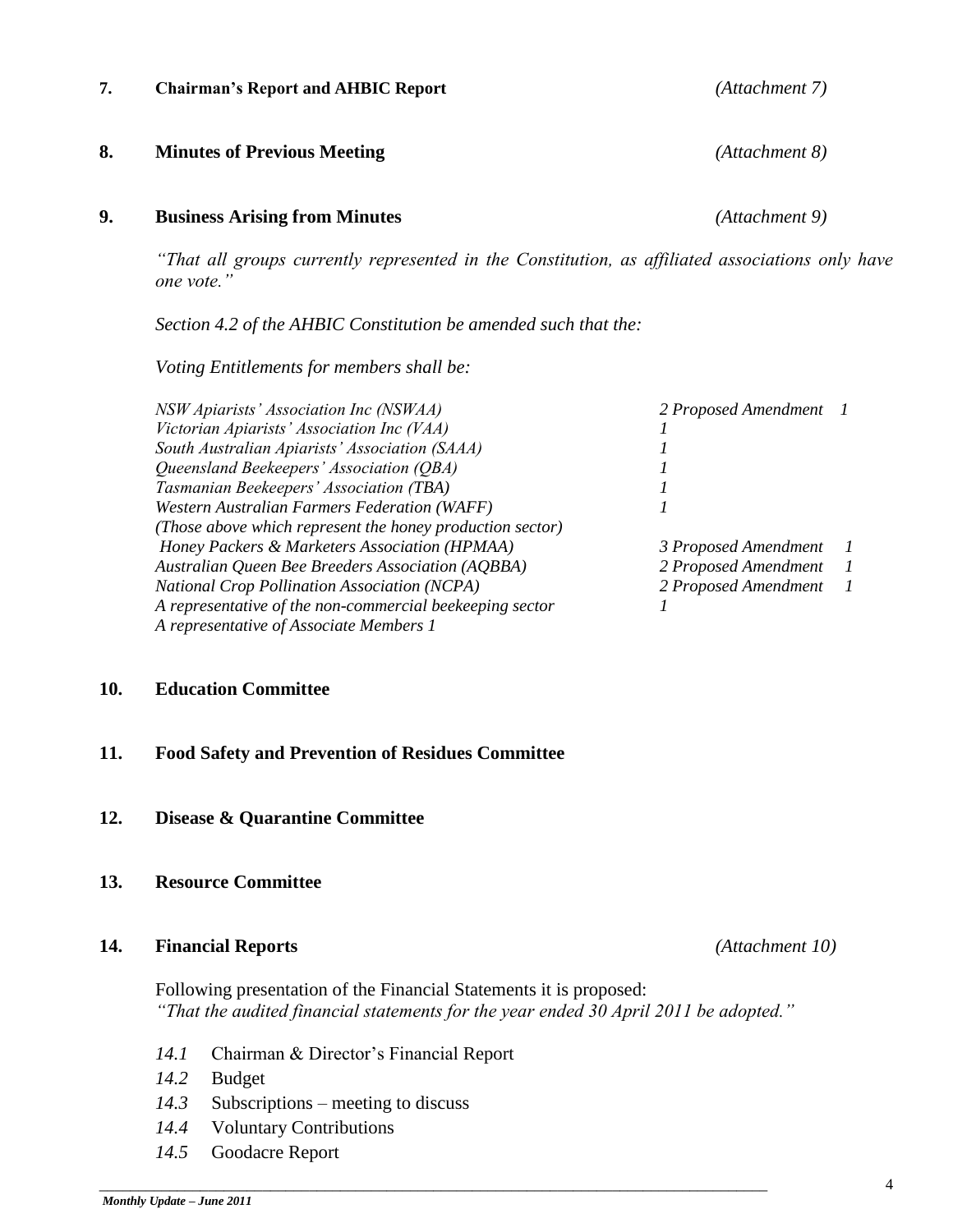**7. Chairman's Report and AHBIC Report** *(Attachment 7)*

**8. Minutes of Previous Meeting** *(Attachment 8)*

**9. Business Arising from Minutes** *(Attachment 9)*

*"That all groups currently represented in the Constitution, as affiliated associations only have one vote."*

*Section 4.2 of the AHBIC Constitution be amended such that the:*

*Voting Entitlements for members shall be:*

| | | |
|---|---|---|
| *NSW Apiarists' Association Inc (NSWAA)* | *2 Proposed Amendment* | *1* |
| *Victorian Apiarists' Association Inc (VAA)* | *1* | |
| *South Australian Apiarists' Association (SAAA)* | *1* | |
| *Queensland Beekeepers' Association (QBA)* | *1* | |
| *Tasmanian Beekeepers' Association (TBA)* | *1* | |
| *Western Australian Farmers Federation (WAFF)* | *1* | |
| *(Those above which represent the honey production sector)* | | |
| *Honey Packers & Marketers Association (HPMAA)* | *3 Proposed Amendment* | *1* |
| *Australian Queen Bee Breeders Association (AQBBA)* | *2 Proposed Amendment* | *1* |
| *National Crop Pollination Association (NCPA)* | *2 Proposed Amendment* | *1* |
| *A representative of the non-commercial beekeeping sector* | *1* | |
| *A representative of Associate Members 1* | | |

**10. Education Committee**

**11. Food Safety and Prevention of Residues Committee**

**12. Disease & Quarantine Committee**

**13. Resource Committee**

**14. Financial Reports** *(Attachment 10)*

Following presentation of the Financial Statements it is proposed:
*"That the audited financial statements for the year ended 30 April 2011 be adopted."*

- *14.1* Chairman & Director's Financial Report
- *14.2* Budget
- *14.3* Subscriptions – meeting to discuss
- *14.4* Voluntary Contributions
- *14.5* Goodacre Report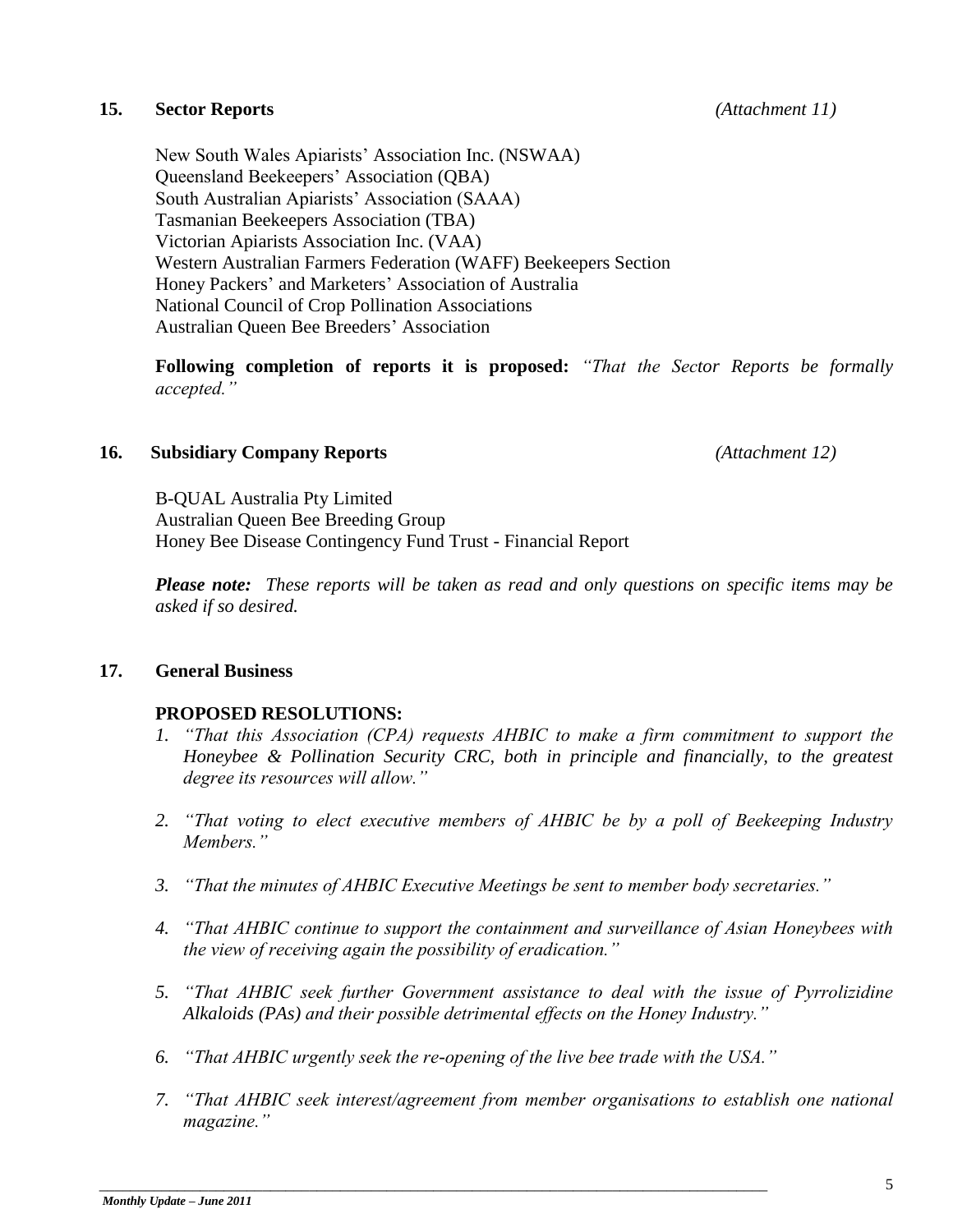## 15. Sector Reports *(Attachment 11)*

New South Wales Apiarists' Association Inc. (NSWAA)
Queensland Beekeepers' Association (QBA)
South Australian Apiarists' Association (SAAA)
Tasmanian Beekeepers Association (TBA)
Victorian Apiarists Association Inc. (VAA)
Western Australian Farmers Federation (WAFF) Beekeepers Section
Honey Packers' and Marketers' Association of Australia
National Council of Crop Pollination Associations
Australian Queen Bee Breeders' Association

**Following completion of reports it is proposed:** *"That the Sector Reports be formally accepted."*

## 16. Subsidiary Company Reports *(Attachment 12)*

B-QUAL Australia Pty Limited
Australian Queen Bee Breeding Group
Honey Bee Disease Contingency Fund Trust - Financial Report

***Please note:*** *These reports will be taken as read and only questions on specific items may be asked if so desired.*

## 17. General Business

**PROPOSED RESOLUTIONS:**

1. *"That this Association (CPA) requests AHBIC to make a firm commitment to support the Honeybee & Pollination Security CRC, both in principle and financially, to the greatest degree its resources will allow."*
2. *"That voting to elect executive members of AHBIC be by a poll of Beekeeping Industry Members."*
3. *"That the minutes of AHBIC Executive Meetings be sent to member body secretaries."*
4. *"That AHBIC continue to support the containment and surveillance of Asian Honeybees with the view of receiving again the possibility of eradication."*
5. *"That AHBIC seek further Government assistance to deal with the issue of Pyrrolizidine Alkaloids (PAs) and their possible detrimental effects on the Honey Industry."*
6. *"That AHBIC urgently seek the re-opening of the live bee trade with the USA."*
7. *"That AHBIC seek interest/agreement from member organisations to establish one national magazine."*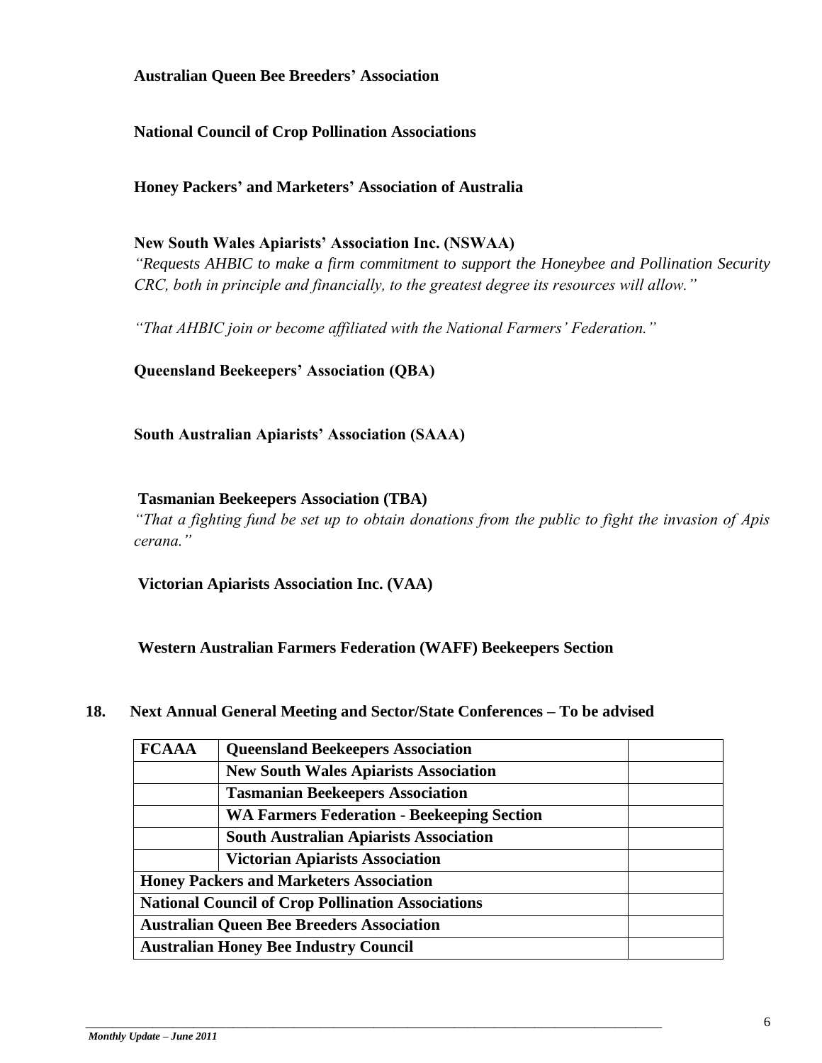**Australian Queen Bee Breeders' Association**

**National Council of Crop Pollination Associations**

**Honey Packers' and Marketers' Association of Australia**

**New South Wales Apiarists' Association Inc. (NSWAA)**

*"Requests AHBIC to make a firm commitment to support the Honeybee and Pollination Security CRC, both in principle and financially, to the greatest degree its resources will allow."*

*"That AHBIC join or become affiliated with the National Farmers' Federation."*

**Queensland Beekeepers' Association (QBA)**

**South Australian Apiarists' Association (SAAA)**

**Tasmanian Beekeepers Association (TBA)**

*"That a fighting fund be set up to obtain donations from the public to fight the invasion of Apis cerana."*

**Victorian Apiarists Association Inc. (VAA)**

**Western Australian Farmers Federation (WAFF) Beekeepers Section**

## 18. Next Annual General Meeting and Sector/State Conferences – To be advised

| FCAAA | Queensland Beekeepers Association | |
|---|---|---|
| | New South Wales Apiarists Association | |
| | Tasmanian Beekeepers Association | |
| | WA Farmers Federation - Beekeeping Section | |
| | South Australian Apiarists Association | |
| | Victorian Apiarists Association | |
| Honey Packers and Marketers Association | | |
| National Council of Crop Pollination Associations | | |
| Australian Queen Bee Breeders Association | | |
| Australian Honey Bee Industry Council | | |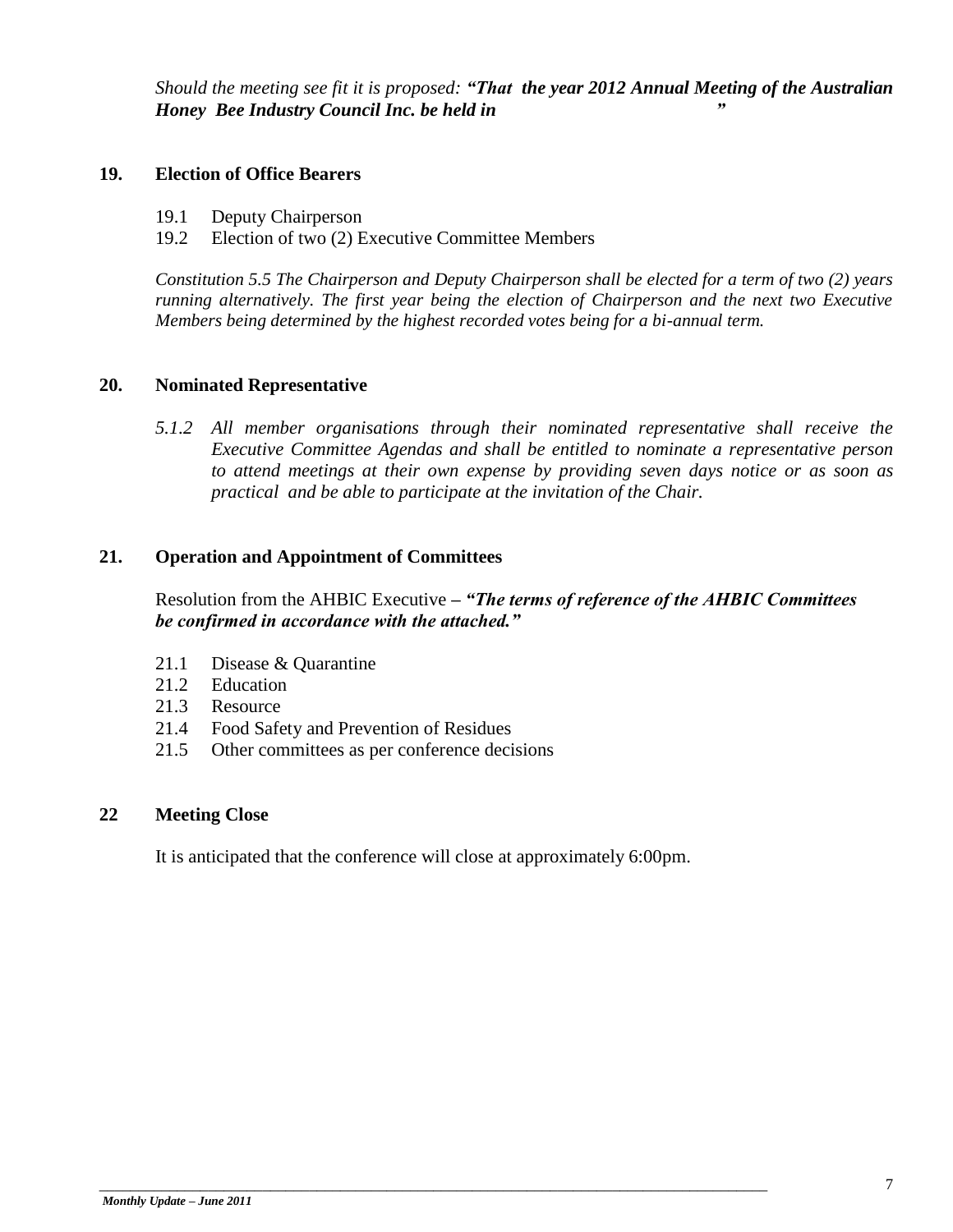*Should the meeting see fit it is proposed: **"That the year 2012 Annual Meeting of the Australian Honey Bee Industry Council Inc. be held in ​ ​ ​ ​ ​ ​ ​ ​ ​ ​ ​ ​ ​ ​ ​ ​ "***

## 19. Election of Office Bearers

19.1 Deputy Chairperson
19.2 Election of two (2) Executive Committee Members

*Constitution 5.5 The Chairperson and Deputy Chairperson shall be elected for a term of two (2) years running alternatively. The first year being the election of Chairperson and the next two Executive Members being determined by the highest recorded votes being for a bi-annual term.*

## 20. Nominated Representative

*5.1.2 All member organisations through their nominated representative shall receive the Executive Committee Agendas and shall be entitled to nominate a representative person to attend meetings at their own expense by providing seven days notice or as soon as practical and be able to participate at the invitation of the Chair.*

## 21. Operation and Appointment of Committees

Resolution from the AHBIC Executive – ***"The terms of reference of the AHBIC Committees be confirmed in accordance with the attached."***

21.1 Disease & Quarantine
21.2 Education
21.3 Resource
21.4 Food Safety and Prevention of Residues
21.5 Other committees as per conference decisions

## 22 Meeting Close

It is anticipated that the conference will close at approximately 6:00pm.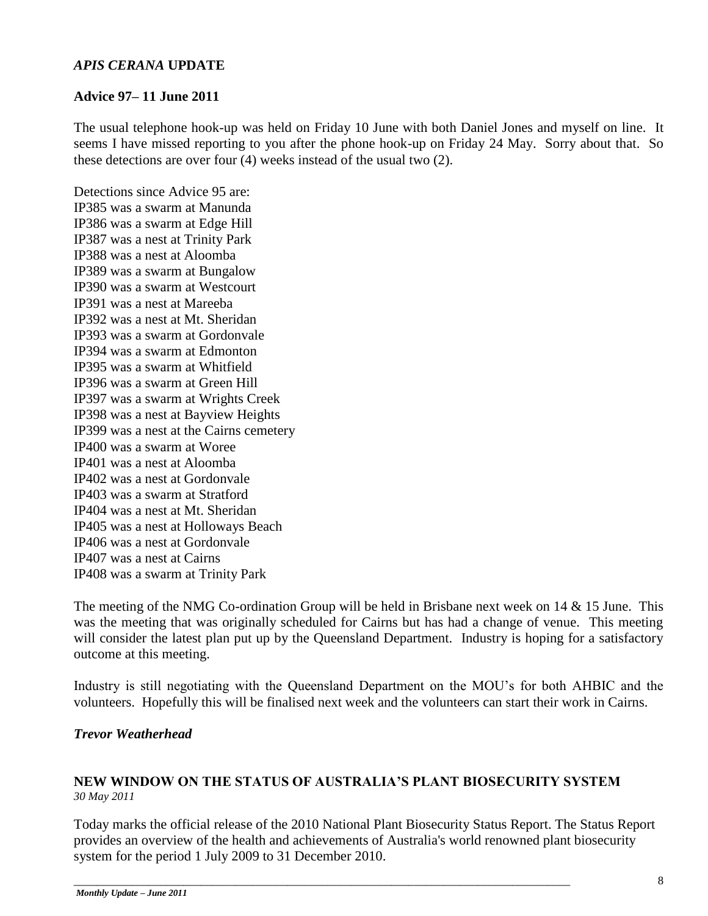## *APIS CERANA* UPDATE

### Advice 97– 11 June 2011

The usual telephone hook-up was held on Friday 10 June with both Daniel Jones and myself on line. It seems I have missed reporting to you after the phone hook-up on Friday 24 May. Sorry about that. So these detections are over four (4) weeks instead of the usual two (2).

Detections since Advice 95 are:
IP385 was a swarm at Manunda
IP386 was a swarm at Edge Hill
IP387 was a nest at Trinity Park
IP388 was a nest at Aloomba
IP389 was a swarm at Bungalow
IP390 was a swarm at Westcourt
IP391 was a nest at Mareeba
IP392 was a nest at Mt. Sheridan
IP393 was a swarm at Gordonvale
IP394 was a swarm at Edmonton
IP395 was a swarm at Whitfield
IP396 was a swarm at Green Hill
IP397 was a swarm at Wrights Creek
IP398 was a nest at Bayview Heights
IP399 was a nest at the Cairns cemetery
IP400 was a swarm at Woree
IP401 was a nest at Aloomba
IP402 was a nest at Gordonvale
IP403 was a swarm at Stratford
IP404 was a nest at Mt. Sheridan
IP405 was a nest at Holloways Beach
IP406 was a nest at Gordonvale
IP407 was a nest at Cairns
IP408 was a swarm at Trinity Park

The meeting of the NMG Co-ordination Group will be held in Brisbane next week on 14 & 15 June. This was the meeting that was originally scheduled for Cairns but has had a change of venue. This meeting will consider the latest plan put up by the Queensland Department. Industry is hoping for a satisfactory outcome at this meeting.

Industry is still negotiating with the Queensland Department on the MOU's for both AHBIC and the volunteers. Hopefully this will be finalised next week and the volunteers can start their work in Cairns.

***Trevor Weatherhead***

## NEW WINDOW ON THE STATUS OF AUSTRALIA'S PLANT BIOSECURITY SYSTEM

*30 May 2011*

Today marks the official release of the 2010 National Plant Biosecurity Status Report. The Status Report provides an overview of the health and achievements of Australia's world renowned plant biosecurity system for the period 1 July 2009 to 31 December 2010.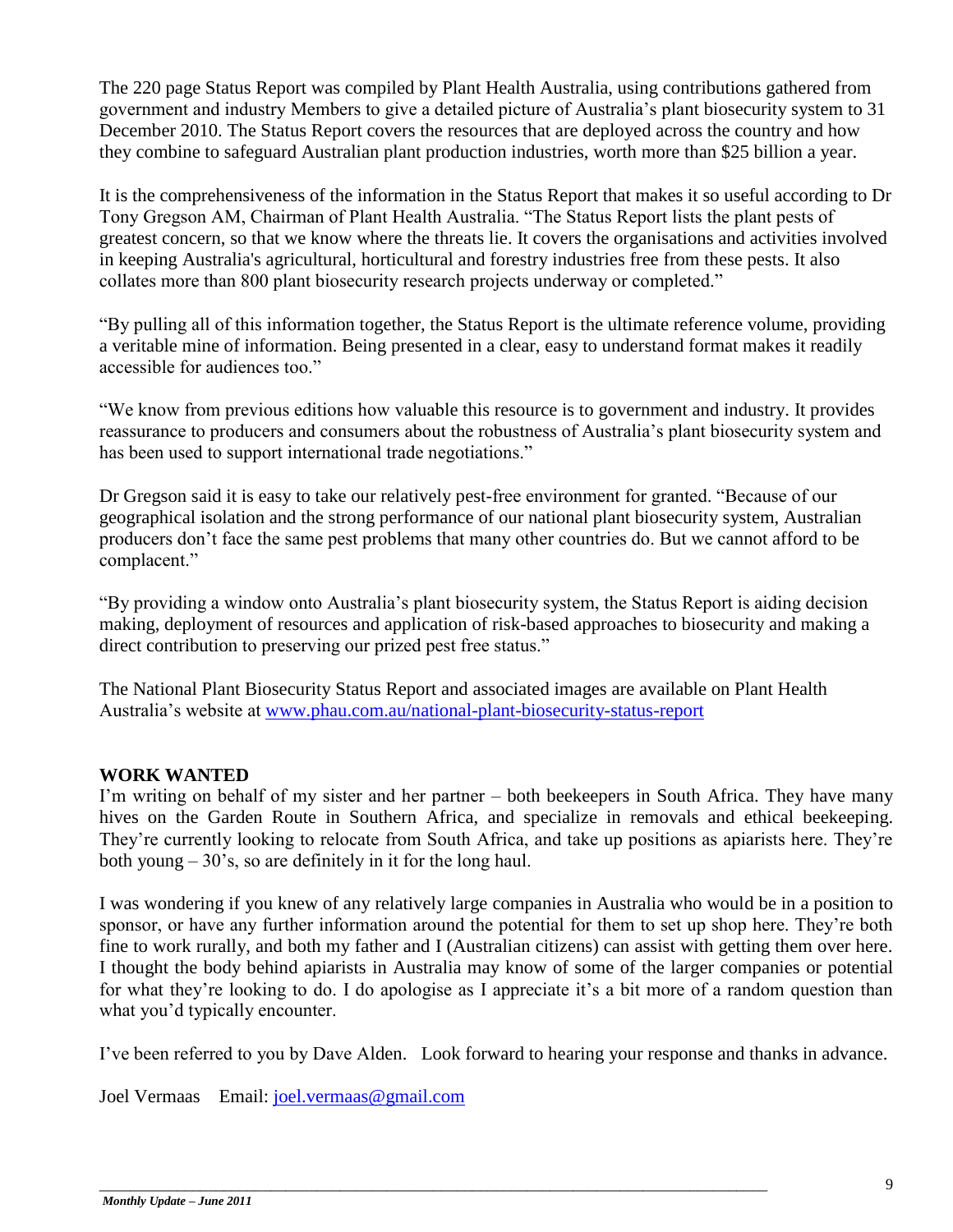The 220 page Status Report was compiled by Plant Health Australia, using contributions gathered from government and industry Members to give a detailed picture of Australia's plant biosecurity system to 31 December 2010. The Status Report covers the resources that are deployed across the country and how they combine to safeguard Australian plant production industries, worth more than $25 billion a year.

It is the comprehensiveness of the information in the Status Report that makes it so useful according to Dr Tony Gregson AM, Chairman of Plant Health Australia. "The Status Report lists the plant pests of greatest concern, so that we know where the threats lie. It covers the organisations and activities involved in keeping Australia's agricultural, horticultural and forestry industries free from these pests. It also collates more than 800 plant biosecurity research projects underway or completed."

"By pulling all of this information together, the Status Report is the ultimate reference volume, providing a veritable mine of information. Being presented in a clear, easy to understand format makes it readily accessible for audiences too."

"We know from previous editions how valuable this resource is to government and industry. It provides reassurance to producers and consumers about the robustness of Australia's plant biosecurity system and has been used to support international trade negotiations."

Dr Gregson said it is easy to take our relatively pest-free environment for granted. "Because of our geographical isolation and the strong performance of our national plant biosecurity system, Australian producers don't face the same pest problems that many other countries do. But we cannot afford to be complacent."

"By providing a window onto Australia's plant biosecurity system, the Status Report is aiding decision making, deployment of resources and application of risk-based approaches to biosecurity and making a direct contribution to preserving our prized pest free status."

The National Plant Biosecurity Status Report and associated images are available on Plant Health Australia's website at [www.phau.com.au/national-plant-biosecurity-status-report](http://www.phau.com.au/national-plant-biosecurity-status-report)

**WORK WANTED**

I'm writing on behalf of my sister and her partner – both beekeepers in South Africa. They have many hives on the Garden Route in Southern Africa, and specialize in removals and ethical beekeeping. They're currently looking to relocate from South Africa, and take up positions as apiarists here. They're both young – 30's, so are definitely in it for the long haul.

I was wondering if you knew of any relatively large companies in Australia who would be in a position to sponsor, or have any further information around the potential for them to set up shop here. They're both fine to work rurally, and both my father and I (Australian citizens) can assist with getting them over here. I thought the body behind apiarists in Australia may know of some of the larger companies or potential for what they're looking to do. I do apologise as I appreciate it's a bit more of a random question than what you'd typically encounter.

I've been referred to you by Dave Alden. Look forward to hearing your response and thanks in advance.

Joel Vermaas Email: [joel.vermaas@gmail.com](mailto:joel.vermaas@gmail.com)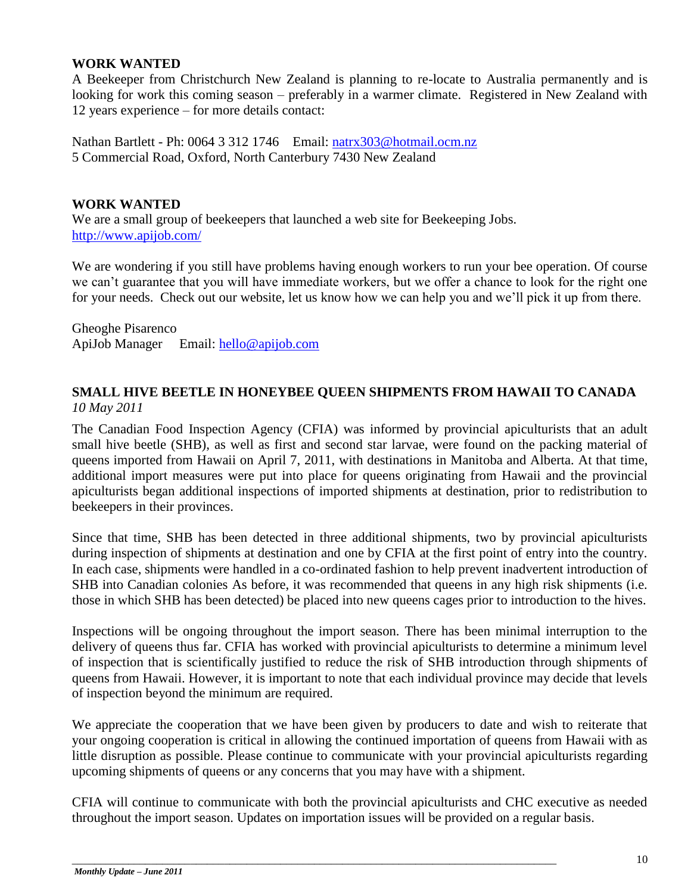**WORK WANTED**

A Beekeeper from Christchurch New Zealand is planning to re-locate to Australia permanently and is looking for work this coming season – preferably in a warmer climate. Registered in New Zealand with 12 years experience – for more details contact:

Nathan Bartlett - Ph: 0064 3 312 1746 Email: natrx303@hotmail.ocm.nz
5 Commercial Road, Oxford, North Canterbury 7430 New Zealand

**WORK WANTED**

We are a small group of beekeepers that launched a web site for Beekeeping Jobs.
http://www.apijob.com/

We are wondering if you still have problems having enough workers to run your bee operation. Of course we can't guarantee that you will have immediate workers, but we offer a chance to look for the right one for your needs. Check out our website, let us know how we can help you and we'll pick it up from there.

Gheoghe Pisarenco
ApiJob Manager Email: hello@apijob.com

**SMALL HIVE BEETLE IN HONEYBEE QUEEN SHIPMENTS FROM HAWAII TO CANADA**
*10 May 2011*

The Canadian Food Inspection Agency (CFIA) was informed by provincial apiculturists that an adult small hive beetle (SHB), as well as first and second star larvae, were found on the packing material of queens imported from Hawaii on April 7, 2011, with destinations in Manitoba and Alberta. At that time, additional import measures were put into place for queens originating from Hawaii and the provincial apiculturists began additional inspections of imported shipments at destination, prior to redistribution to beekeepers in their provinces.

Since that time, SHB has been detected in three additional shipments, two by provincial apiculturists during inspection of shipments at destination and one by CFIA at the first point of entry into the country. In each case, shipments were handled in a co-ordinated fashion to help prevent inadvertent introduction of SHB into Canadian colonies As before, it was recommended that queens in any high risk shipments (i.e. those in which SHB has been detected) be placed into new queens cages prior to introduction to the hives.

Inspections will be ongoing throughout the import season. There has been minimal interruption to the delivery of queens thus far. CFIA has worked with provincial apiculturists to determine a minimum level of inspection that is scientifically justified to reduce the risk of SHB introduction through shipments of queens from Hawaii. However, it is important to note that each individual province may decide that levels of inspection beyond the minimum are required.

We appreciate the cooperation that we have been given by producers to date and wish to reiterate that your ongoing cooperation is critical in allowing the continued importation of queens from Hawaii with as little disruption as possible. Please continue to communicate with your provincial apiculturists regarding upcoming shipments of queens or any concerns that you may have with a shipment.

CFIA will continue to communicate with both the provincial apiculturists and CHC executive as needed throughout the import season. Updates on importation issues will be provided on a regular basis.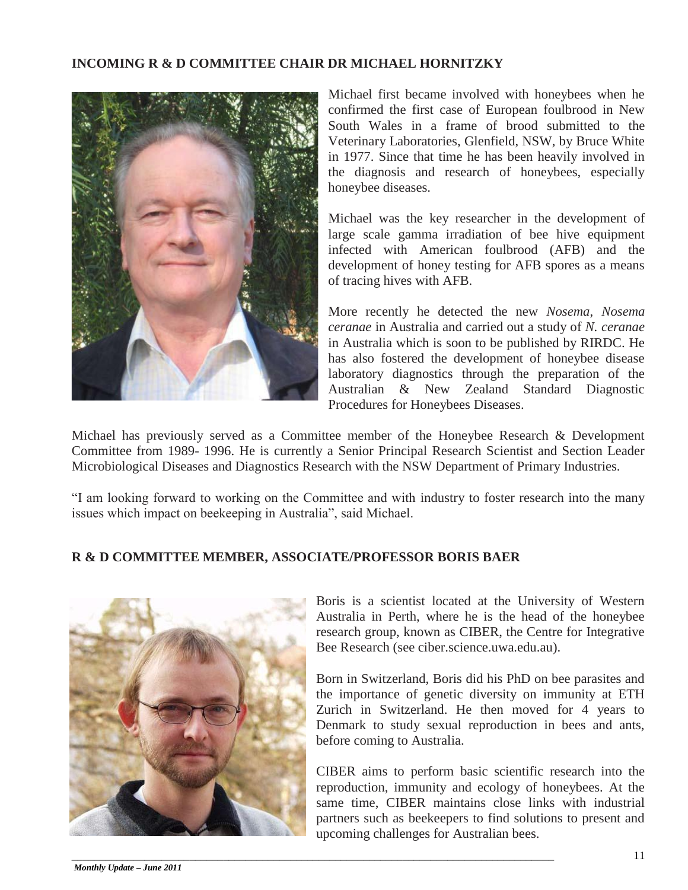## INCOMING R & D COMMITTEE CHAIR DR MICHAEL HORNITZKY

Michael first became involved with honeybees when he confirmed the first case of European foulbrood in New South Wales in a frame of brood submitted to the Veterinary Laboratories, Glenfield, NSW, by Bruce White in 1977. Since that time he has been heavily involved in the diagnosis and research of honeybees, especially honeybee diseases.

Michael was the key researcher in the development of large scale gamma irradiation of bee hive equipment infected with American foulbrood (AFB) and the development of honey testing for AFB spores as a means of tracing hives with AFB.

More recently he detected the new *Nosema*, *Nosema ceranae* in Australia and carried out a study of *N. ceranae* in Australia which is soon to be published by RIRDC. He has also fostered the development of honeybee disease laboratory diagnostics through the preparation of the Australian & New Zealand Standard Diagnostic Procedures for Honeybees Diseases.

Michael has previously served as a Committee member of the Honeybee Research & Development Committee from 1989- 1996. He is currently a Senior Principal Research Scientist and Section Leader Microbiological Diseases and Diagnostics Research with the NSW Department of Primary Industries.

"I am looking forward to working on the Committee and with industry to foster research into the many issues which impact on beekeeping in Australia", said Michael.

## R & D COMMITTEE MEMBER, ASSOCIATE/PROFESSOR BORIS BAER

Boris is a scientist located at the University of Western Australia in Perth, where he is the head of the honeybee research group, known as CIBER, the Centre for Integrative Bee Research (see ciber.science.uwa.edu.au).

Born in Switzerland, Boris did his PhD on bee parasites and the importance of genetic diversity on immunity at ETH Zurich in Switzerland. He then moved for 4 years to Denmark to study sexual reproduction in bees and ants, before coming to Australia.

CIBER aims to perform basic scientific research into the reproduction, immunity and ecology of honeybees. At the same time, CIBER maintains close links with industrial partners such as beekeepers to find solutions to present and upcoming challenges for Australian bees.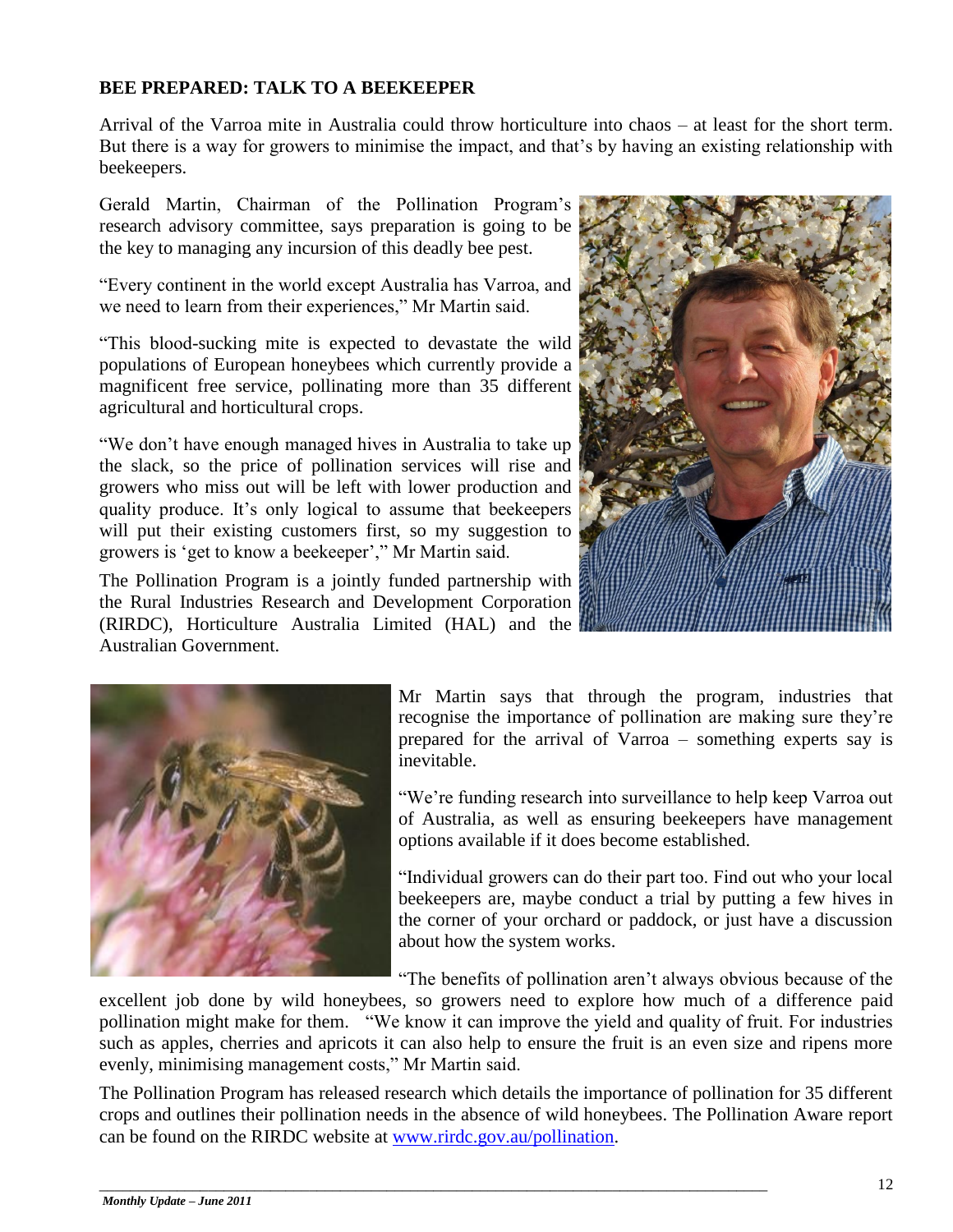**BEE PREPARED: TALK TO A BEEKEEPER**

Arrival of the Varroa mite in Australia could throw horticulture into chaos – at least for the short term. But there is a way for growers to minimise the impact, and that's by having an existing relationship with beekeepers.

Gerald Martin, Chairman of the Pollination Program's research advisory committee, says preparation is going to be the key to managing any incursion of this deadly bee pest.

"Every continent in the world except Australia has Varroa, and we need to learn from their experiences," Mr Martin said.

"This blood-sucking mite is expected to devastate the wild populations of European honeybees which currently provide a magnificent free service, pollinating more than 35 different agricultural and horticultural crops.

"We don't have enough managed hives in Australia to take up the slack, so the price of pollination services will rise and growers who miss out will be left with lower production and quality produce. It's only logical to assume that beekeepers will put their existing customers first, so my suggestion to growers is 'get to know a beekeeper'," Mr Martin said.

The Pollination Program is a jointly funded partnership with the Rural Industries Research and Development Corporation (RIRDC), Horticulture Australia Limited (HAL) and the Australian Government.

Mr Martin says that through the program, industries that recognise the importance of pollination are making sure they're prepared for the arrival of Varroa – something experts say is inevitable.

"We're funding research into surveillance to help keep Varroa out of Australia, as well as ensuring beekeepers have management options available if it does become established.

"Individual growers can do their part too. Find out who your local beekeepers are, maybe conduct a trial by putting a few hives in the corner of your orchard or paddock, or just have a discussion about how the system works.

"The benefits of pollination aren't always obvious because of the excellent job done by wild honeybees, so growers need to explore how much of a difference paid pollination might make for them. "We know it can improve the yield and quality of fruit. For industries such as apples, cherries and apricots it can also help to ensure the fruit is an even size and ripens more evenly, minimising management costs," Mr Martin said.

The Pollination Program has released research which details the importance of pollination for 35 different crops and outlines their pollination needs in the absence of wild honeybees. The Pollination Aware report can be found on the RIRDC website at [www.rirdc.gov.au/pollination](http://www.rirdc.gov.au/pollination).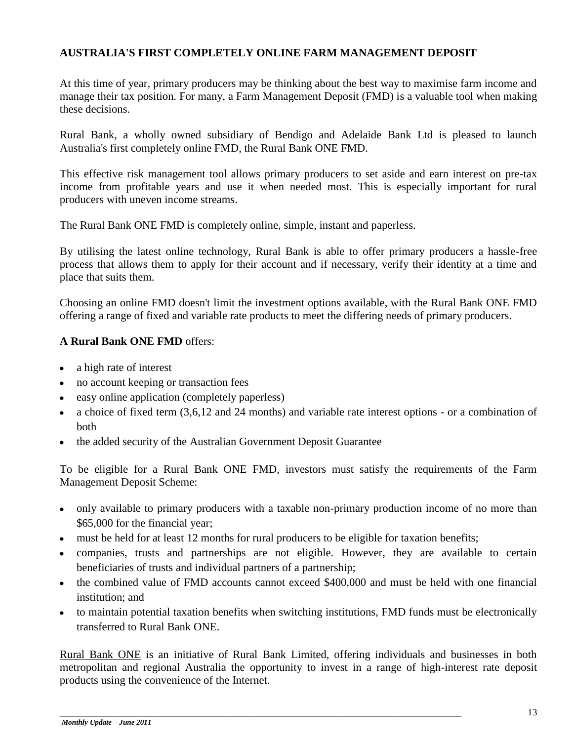## AUSTRALIA'S FIRST COMPLETELY ONLINE FARM MANAGEMENT DEPOSIT

At this time of year, primary producers may be thinking about the best way to maximise farm income and manage their tax position. For many, a Farm Management Deposit (FMD) is a valuable tool when making these decisions.

Rural Bank, a wholly owned subsidiary of Bendigo and Adelaide Bank Ltd is pleased to launch Australia's first completely online FMD, the Rural Bank ONE FMD.

This effective risk management tool allows primary producers to set aside and earn interest on pre-tax income from profitable years and use it when needed most. This is especially important for rural producers with uneven income streams.

The Rural Bank ONE FMD is completely online, simple, instant and paperless.

By utilising the latest online technology, Rural Bank is able to offer primary producers a hassle-free process that allows them to apply for their account and if necessary, verify their identity at a time and place that suits them.

Choosing an online FMD doesn't limit the investment options available, with the Rural Bank ONE FMD offering a range of fixed and variable rate products to meet the differing needs of primary producers.

**A Rural Bank ONE FMD** offers:

- a high rate of interest
- no account keeping or transaction fees
- easy online application (completely paperless)
- a choice of fixed term (3,6,12 and 24 months) and variable rate interest options - or a combination of both
- the added security of the Australian Government Deposit Guarantee

To be eligible for a Rural Bank ONE FMD, investors must satisfy the requirements of the Farm Management Deposit Scheme:

- only available to primary producers with a taxable non-primary production income of no more than $65,000 for the financial year;
- must be held for at least 12 months for rural producers to be eligible for taxation benefits;
- companies, trusts and partnerships are not eligible. However, they are available to certain beneficiaries of trusts and individual partners of a partnership;
- the combined value of FMD accounts cannot exceed $400,000 and must be held with one financial institution; and
- to maintain potential taxation benefits when switching institutions, FMD funds must be electronically transferred to Rural Bank ONE.

Rural Bank ONE is an initiative of Rural Bank Limited, offering individuals and businesses in both metropolitan and regional Australia the opportunity to invest in a range of high-interest rate deposit products using the convenience of the Internet.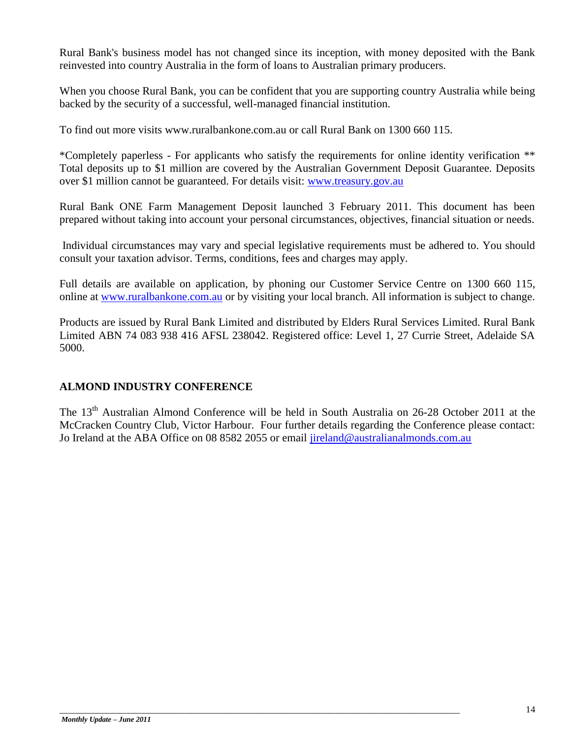Rural Bank's business model has not changed since its inception, with money deposited with the Bank reinvested into country Australia in the form of loans to Australian primary producers.

When you choose Rural Bank, you can be confident that you are supporting country Australia while being backed by the security of a successful, well-managed financial institution.

To find out more visits www.ruralbankone.com.au or call Rural Bank on 1300 660 115.

*Completely paperless - For applicants who satisfy the requirements for online identity verification ** Total deposits up to $1 million are covered by the Australian Government Deposit Guarantee. Deposits over $1 million cannot be guaranteed. For details visit: www.treasury.gov.au

Rural Bank ONE Farm Management Deposit launched 3 February 2011. This document has been prepared without taking into account your personal circumstances, objectives, financial situation or needs.

Individual circumstances may vary and special legislative requirements must be adhered to. You should consult your taxation advisor. Terms, conditions, fees and charges may apply.

Full details are available on application, by phoning our Customer Service Centre on 1300 660 115, online at www.ruralbankone.com.au or by visiting your local branch. All information is subject to change.

Products are issued by Rural Bank Limited and distributed by Elders Rural Services Limited. Rural Bank Limited ABN 74 083 938 416 AFSL 238042. Registered office: Level 1, 27 Currie Street, Adelaide SA 5000.

## ALMOND INDUSTRY CONFERENCE

The 13th Australian Almond Conference will be held in South Australia on 26-28 October 2011 at the McCracken Country Club, Victor Harbour. Four further details regarding the Conference please contact: Jo Ireland at the ABA Office on 08 8582 2055 or email jireland@australianalmonds.com.au